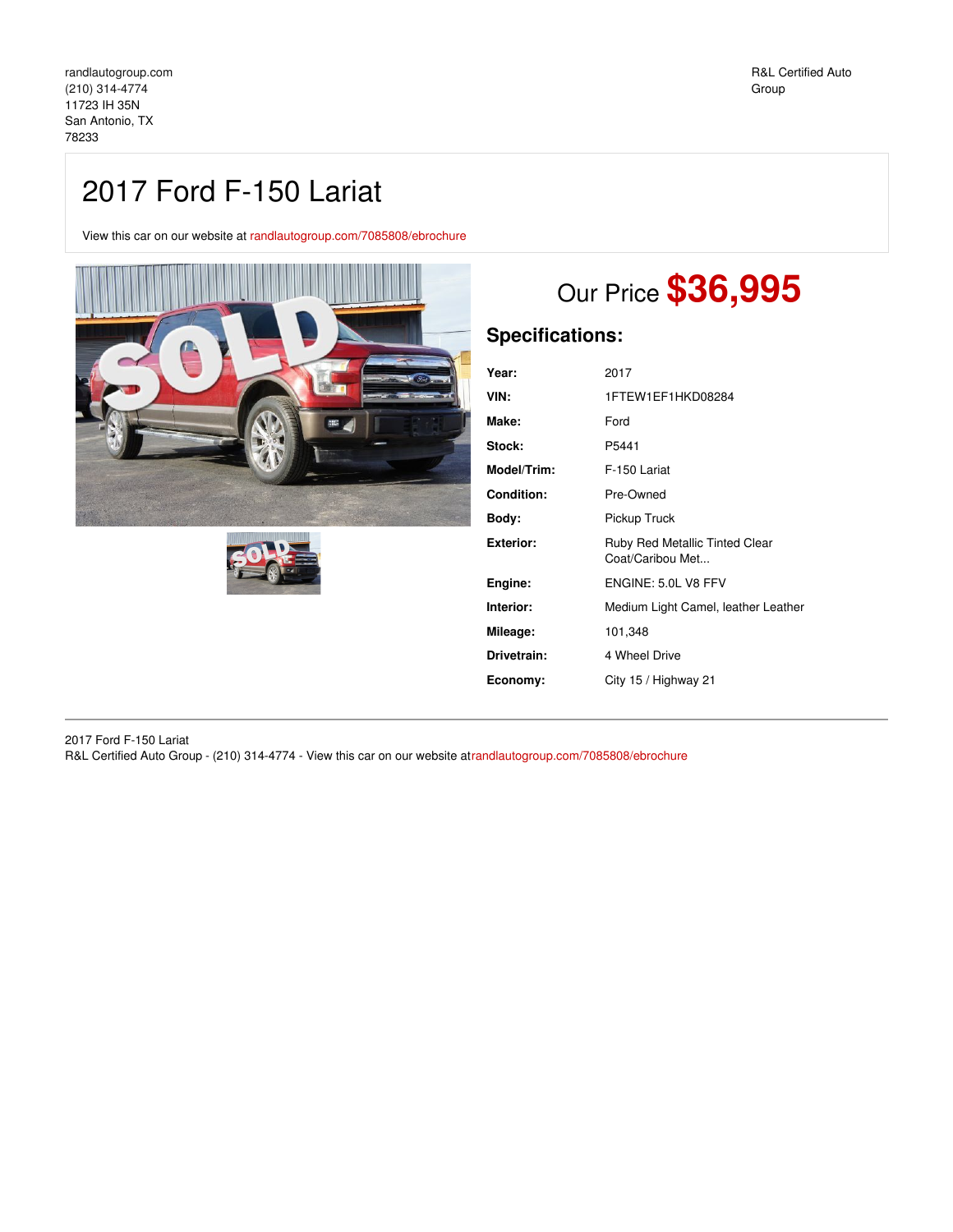randlautogroup.com
(210) 314-4774
11723 IH 35N
San Antonio, TX
78233

R&L Certified Auto Group

# 2017 Ford F-150 Lariat

View this car on our website at randlautogroup.com/7085808/ebrochure

## Our Price **$36,995**

## Specifications:

| | |
|---|---|
| **Year:** | 2017 |
| **VIN:** | 1FTEW1EF1HKD08284 |
| **Make:** | Ford |
| **Stock:** | P5441 |
| **Model/Trim:** | F-150 Lariat |
| **Condition:** | Pre-Owned |
| **Body:** | Pickup Truck |
| **Exterior:** | Ruby Red Metallic Tinted Clear Coat/Caribou Met... |
| **Engine:** | ENGINE: 5.0L V8 FFV |
| **Interior:** | Medium Light Camel, leather Leather |
| **Mileage:** | 101,348 |
| **Drivetrain:** | 4 Wheel Drive |
| **Economy:** | City 15 / Highway 21 |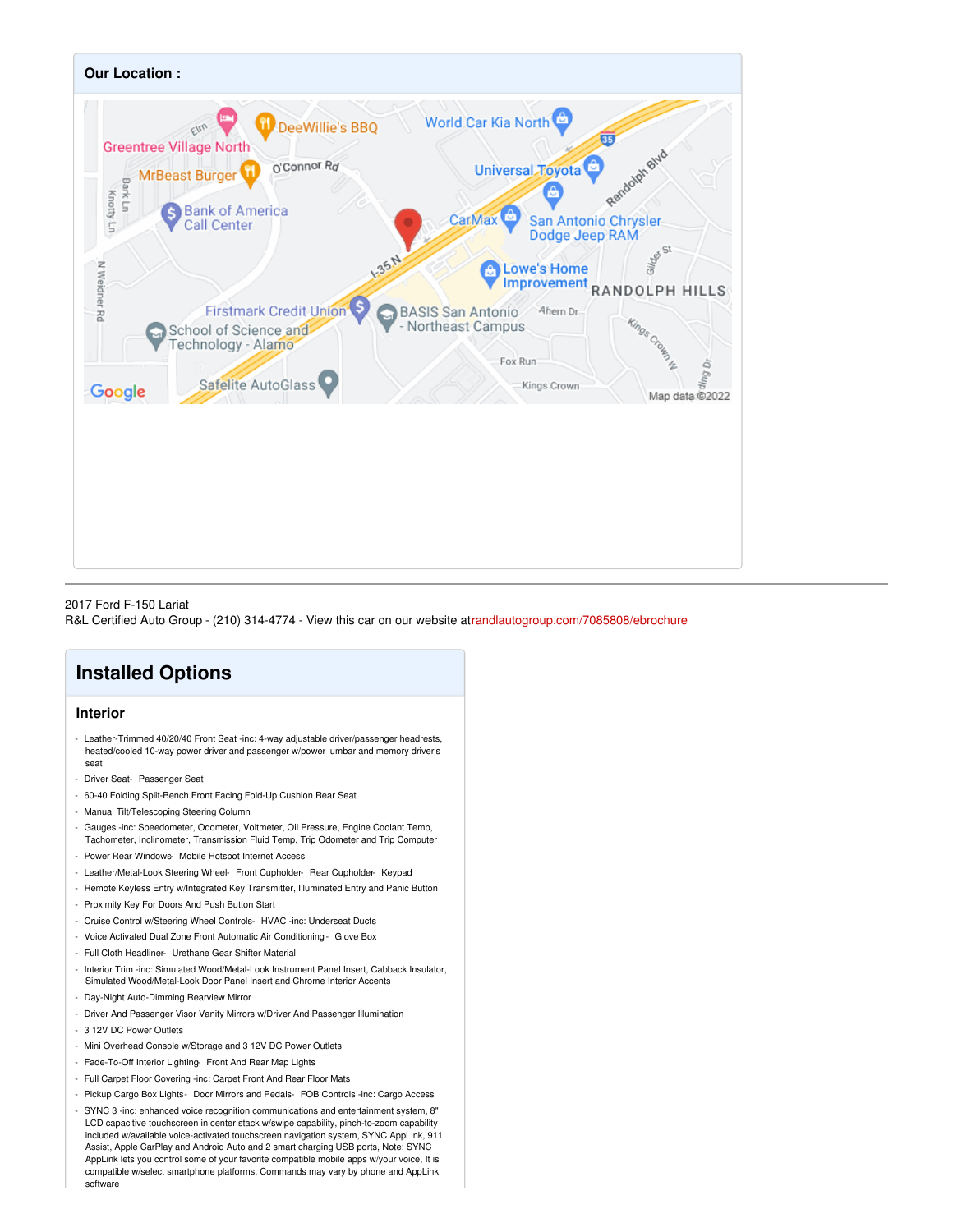## Our Location :

2017 Ford F-150 Lariat
R&L Certified Auto Group - (210) 314-4774 - View this car on our website atrandlautogroup.com/7085808/ebrochure

# Installed Options

## Interior

- Leather-Trimmed 40/20/40 Front Seat -inc: 4-way adjustable driver/passenger headrests, heated/cooled 10-way power driver and passenger w/power lumbar and memory driver's seat
- Driver Seat- Passenger Seat
- 60-40 Folding Split-Bench Front Facing Fold-Up Cushion Rear Seat
- Manual Tilt/Telescoping Steering Column
- Gauges -inc: Speedometer, Odometer, Voltmeter, Oil Pressure, Engine Coolant Temp, Tachometer, Inclinometer, Transmission Fluid Temp, Trip Odometer and Trip Computer
- Power Rear Windows- Mobile Hotspot Internet Access
- Leather/Metal-Look Steering Wheel- Front Cupholder- Rear Cupholder- Keypad
- Remote Keyless Entry w/Integrated Key Transmitter, Illuminated Entry and Panic Button
- Proximity Key For Doors And Push Button Start
- Cruise Control w/Steering Wheel Controls- HVAC -inc: Underseat Ducts
- Voice Activated Dual Zone Front Automatic Air Conditioning - Glove Box
- Full Cloth Headliner- Urethane Gear Shifter Material
- Interior Trim -inc: Simulated Wood/Metal-Look Instrument Panel Insert, Cabback Insulator, Simulated Wood/Metal-Look Door Panel Insert and Chrome Interior Accents
- Day-Night Auto-Dimming Rearview Mirror
- Driver And Passenger Visor Vanity Mirrors w/Driver And Passenger Illumination
- 3 12V DC Power Outlets
- Mini Overhead Console w/Storage and 3 12V DC Power Outlets
- Fade-To-Off Interior Lighting- Front And Rear Map Lights
- Full Carpet Floor Covering -inc: Carpet Front And Rear Floor Mats
- Pickup Cargo Box Lights- Door Mirrors and Pedals- FOB Controls -inc: Cargo Access
- SYNC 3 -inc: enhanced voice recognition communications and entertainment system, 8" LCD capacitive touchscreen in center stack w/swipe capability, pinch-to-zoom capability included w/available voice-activated touchscreen navigation system, SYNC AppLink, 911 Assist, Apple CarPlay and Android Auto and 2 smart charging USB ports, Note: SYNC AppLink lets you control some of your favorite compatible mobile apps w/your voice, It is compatible w/select smartphone platforms, Commands may vary by phone and AppLink software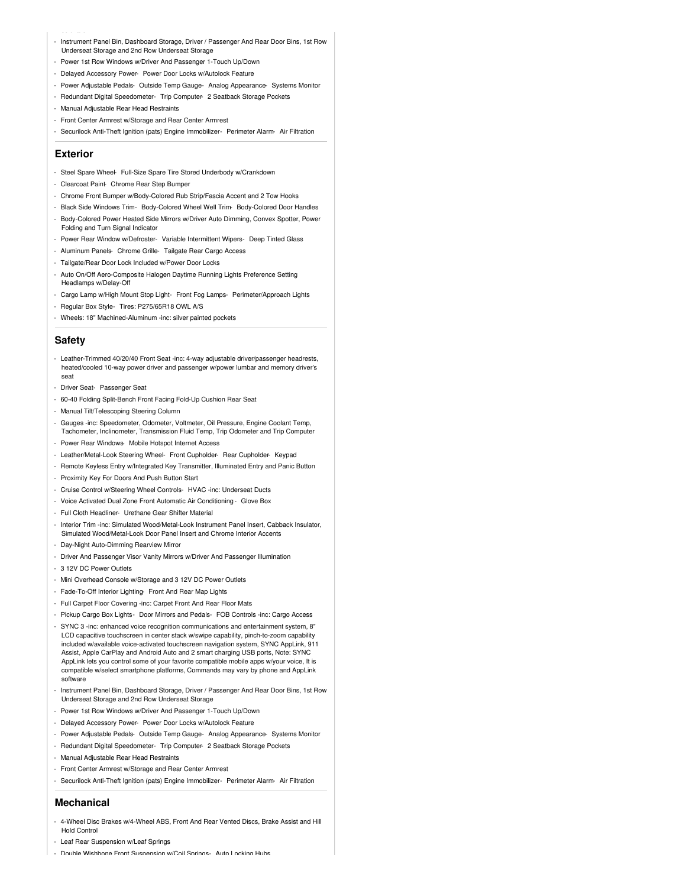- Instrument Panel Bin, Dashboard Storage, Driver / Passenger And Rear Door Bins, 1st Row Underseat Storage and 2nd Row Underseat Storage
- Power 1st Row Windows w/Driver And Passenger 1-Touch Up/Down
- Delayed Accessory Power- Power Door Locks w/Autolock Feature
- Power Adjustable Pedals- Outside Temp Gauge- Analog Appearance- Systems Monitor
- Redundant Digital Speedometer- Trip Computer- 2 Seatback Storage Pockets
- Manual Adjustable Rear Head Restraints
- Front Center Armrest w/Storage and Rear Center Armrest
- Securilock Anti-Theft Ignition (pats) Engine Immobilizer- Perimeter Alarm- Air Filtration

## Exterior

- Steel Spare Wheel- Full-Size Spare Tire Stored Underbody w/Crankdown
- Clearcoat Paint- Chrome Rear Step Bumper
- Chrome Front Bumper w/Body-Colored Rub Strip/Fascia Accent and 2 Tow Hooks
- Black Side Windows Trim- Body-Colored Wheel Well Trim- Body-Colored Door Handles
- Body-Colored Power Heated Side Mirrors w/Driver Auto Dimming, Convex Spotter, Power Folding and Turn Signal Indicator
- Power Rear Window w/Defroster- Variable Intermittent Wipers- Deep Tinted Glass
- Aluminum Panels- Chrome Grille- Tailgate Rear Cargo Access
- Tailgate/Rear Door Lock Included w/Power Door Locks
- Auto On/Off Aero-Composite Halogen Daytime Running Lights Preference Setting Headlamps w/Delay-Off
- Cargo Lamp w/High Mount Stop Light- Front Fog Lamps- Perimeter/Approach Lights
- Regular Box Style- Tires: P275/65R18 OWL A/S
- Wheels: 18" Machined-Aluminum -inc: silver painted pockets

## Safety

- Leather-Trimmed 40/20/40 Front Seat -inc: 4-way adjustable driver/passenger headrests, heated/cooled 10-way power driver and passenger w/power lumbar and memory driver's seat
- Driver Seat- Passenger Seat
- 60-40 Folding Split-Bench Front Facing Fold-Up Cushion Rear Seat
- Manual Tilt/Telescoping Steering Column
- Gauges -inc: Speedometer, Odometer, Voltmeter, Oil Pressure, Engine Coolant Temp, Tachometer, Inclinometer, Transmission Fluid Temp, Trip Odometer and Trip Computer
- Power Rear Windows- Mobile Hotspot Internet Access
- Leather/Metal-Look Steering Wheel- Front Cupholder- Rear Cupholder- Keypad
- Remote Keyless Entry w/Integrated Key Transmitter, Illuminated Entry and Panic Button
- Proximity Key For Doors And Push Button Start
- Cruise Control w/Steering Wheel Controls- HVAC -inc: Underseat Ducts
- Voice Activated Dual Zone Front Automatic Air Conditioning - Glove Box
- Full Cloth Headliner- Urethane Gear Shifter Material
- Interior Trim -inc: Simulated Wood/Metal-Look Instrument Panel Insert, Cabback Insulator, Simulated Wood/Metal-Look Door Panel Insert and Chrome Interior Accents
- Day-Night Auto-Dimming Rearview Mirror
- Driver And Passenger Visor Vanity Mirrors w/Driver And Passenger Illumination
- 3 12V DC Power Outlets
- Mini Overhead Console w/Storage and 3 12V DC Power Outlets
- Fade-To-Off Interior Lighting- Front And Rear Map Lights
- Full Carpet Floor Covering -inc: Carpet Front And Rear Floor Mats
- Pickup Cargo Box Lights- Door Mirrors and Pedals- FOB Controls -inc: Cargo Access
- SYNC 3 -inc: enhanced voice recognition communications and entertainment system, 8" LCD capacitive touchscreen in center stack w/swipe capability, pinch-to-zoom capability included w/available voice-activated touchscreen navigation system, SYNC AppLink, 911 Assist, Apple CarPlay and Android Auto and 2 smart charging USB ports, Note: SYNC AppLink lets you control some of your favorite compatible mobile apps w/your voice, It is compatible w/select smartphone platforms, Commands may vary by phone and AppLink software
- Instrument Panel Bin, Dashboard Storage, Driver / Passenger And Rear Door Bins, 1st Row Underseat Storage and 2nd Row Underseat Storage
- Power 1st Row Windows w/Driver And Passenger 1-Touch Up/Down
- Delayed Accessory Power- Power Door Locks w/Autolock Feature
- Power Adjustable Pedals- Outside Temp Gauge- Analog Appearance- Systems Monitor
- Redundant Digital Speedometer- Trip Computer- 2 Seatback Storage Pockets
- Manual Adjustable Rear Head Restraints
- Front Center Armrest w/Storage and Rear Center Armrest
- Securilock Anti-Theft Ignition (pats) Engine Immobilizer- Perimeter Alarm- Air Filtration

## Mechanical

- 4-Wheel Disc Brakes w/4-Wheel ABS, Front And Rear Vented Discs, Brake Assist and Hill Hold Control
- Leaf Rear Suspension w/Leaf Springs
- Double Wishbone Front Suspension w/Coil Springs- Auto Locking Hubs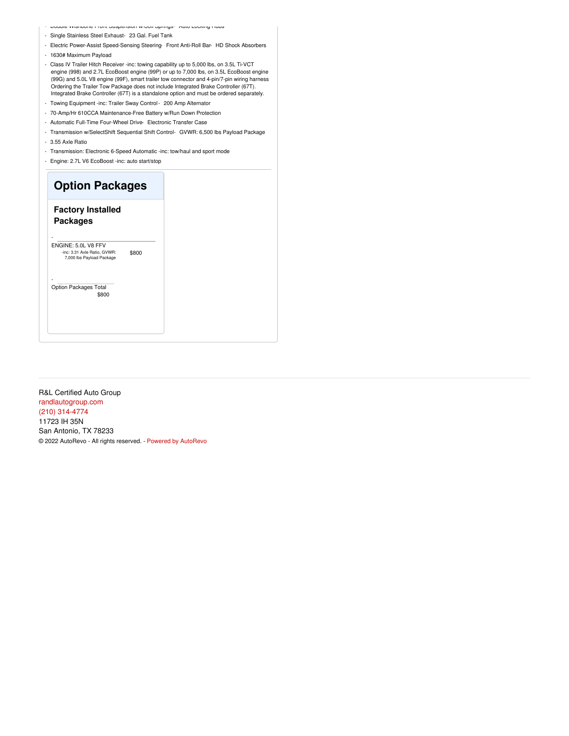- Double Wishbone Front Suspension w/Coil Springs- Auto Locking Hubs
- Single Stainless Steel Exhaust- 23 Gal. Fuel Tank
- Electric Power-Assist Speed-Sensing Steering- Front Anti-Roll Bar- HD Shock Absorbers
- 1630# Maximum Payload
- Class IV Trailer Hitch Receiver -inc: towing capability up to 5,000 lbs, on 3.5L Ti-VCT engine (998) and 2.7L EcoBoost engine (99P) or up to 7,000 lbs, on 3.5L EcoBoost engine (99G) and 5.0L V8 engine (99F), smart trailer tow connector and 4-pin/7-pin wiring harness Ordering the Trailer Tow Package does not include Integrated Brake Controller (67T). Integrated Brake Controller (67T) is a standalone option and must be ordered separately.
- Towing Equipment -inc: Trailer Sway Control- 200 Amp Alternator
- 70-Amp/Hr 610CCA Maintenance-Free Battery w/Run Down Protection
- Automatic Full-Time Four-Wheel Drive- Electronic Transfer Case
- Transmission w/SelectShift Sequential Shift Control- GVWR: 6,500 lbs Payload Package
- 3.55 Axle Ratio
- Transmission: Electronic 6-Speed Automatic -inc: tow/haul and sport mode
- Engine: 2.7L V6 EcoBoost -inc: auto start/stop

# Option Packages

## Factory Installed Packages

- ENGINE: 5.0L V8 FFV
  -inc: 3.31 Axle Ratio, GVWR: 7,000 lbs Payload Package — $800

- Option Packages Total
  $800

R&L Certified Auto Group
randlautogroup.com
(210) 314-4774
11723 IH 35N
San Antonio, TX 78233
© 2022 AutoRevo - All rights reserved. - Powered by AutoRevo